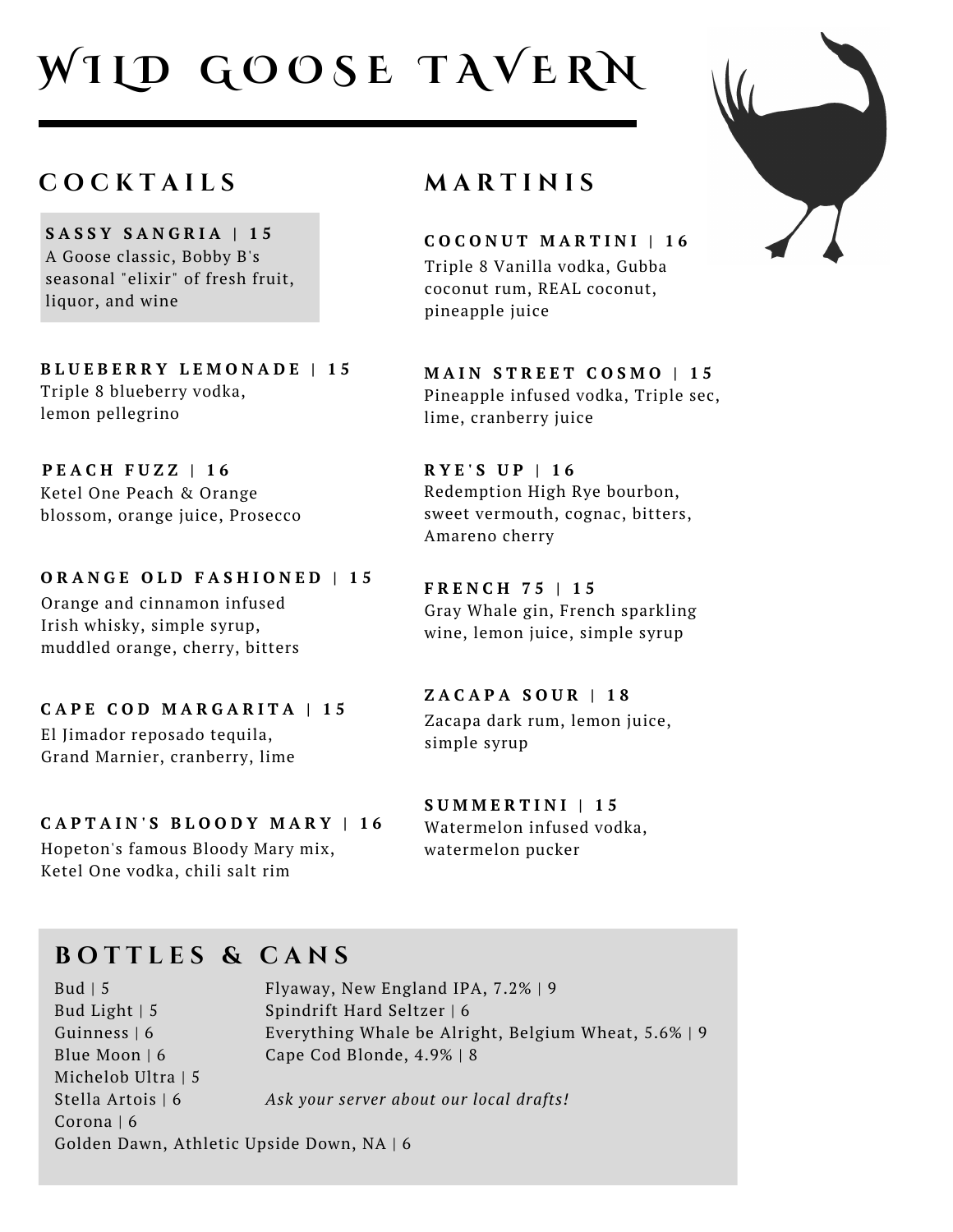# WILD GOOSE TAVERN

## COCKTAILS

**SASSY SANGRIA | 15**
A Goose classic, Bobby B's seasonal "elixir" of fresh fruit, liquor, and wine

**BLUEBERRY LEMONADE | 15**
Triple 8 blueberry vodka, lemon pellegrino

**PEACH FUZZ | 16**
Ketel One Peach & Orange blossom, orange juice, Prosecco

**ORANGE OLD FASHIONED | 15**
Orange and cinnamon infused Irish whisky, simple syrup, muddled orange, cherry, bitters

**CAPE COD MARGARITA | 15**
El Jimador reposado tequila, Grand Marnier, cranberry, lime

**CAPTAIN'S BLOODY MARY | 16**
Hopeton's famous Bloody Mary mix, Ketel One vodka, chili salt rim

## MARTINIS

**COCONUT MARTINI | 16**
Triple 8 Vanilla vodka, Gubba coconut rum, REAL coconut, pineapple juice

**MAIN STREET COSMO | 15**
Pineapple infused vodka, Triple sec, lime, cranberry juice

**RYE'S UP | 16**
Redemption High Rye bourbon, sweet vermouth, cognac, bitters, Amareno cherry

**FRENCH 75 | 15**
Gray Whale gin, French sparkling wine, lemon juice, simple syrup

**ZACAPA SOUR | 18**
Zacapa dark rum, lemon juice, simple syrup

**SUMMERTINI | 15**
Watermelon infused vodka, watermelon pucker

## BOTTLES & CANS

Bud | 5
Bud Light | 5
Guinness | 6
Blue Moon | 6
Michelob Ultra | 5
Stella Artois | 6
Corona | 6
Golden Dawn, Athletic Upside Down, NA | 6

Flyaway, New England IPA, 7.2% | 9
Spindrift Hard Seltzer | 6
Everything Whale be Alright, Belgium Wheat, 5.6% | 9
Cape Cod Blonde, 4.9% | 8

*Ask your server about our local drafts!*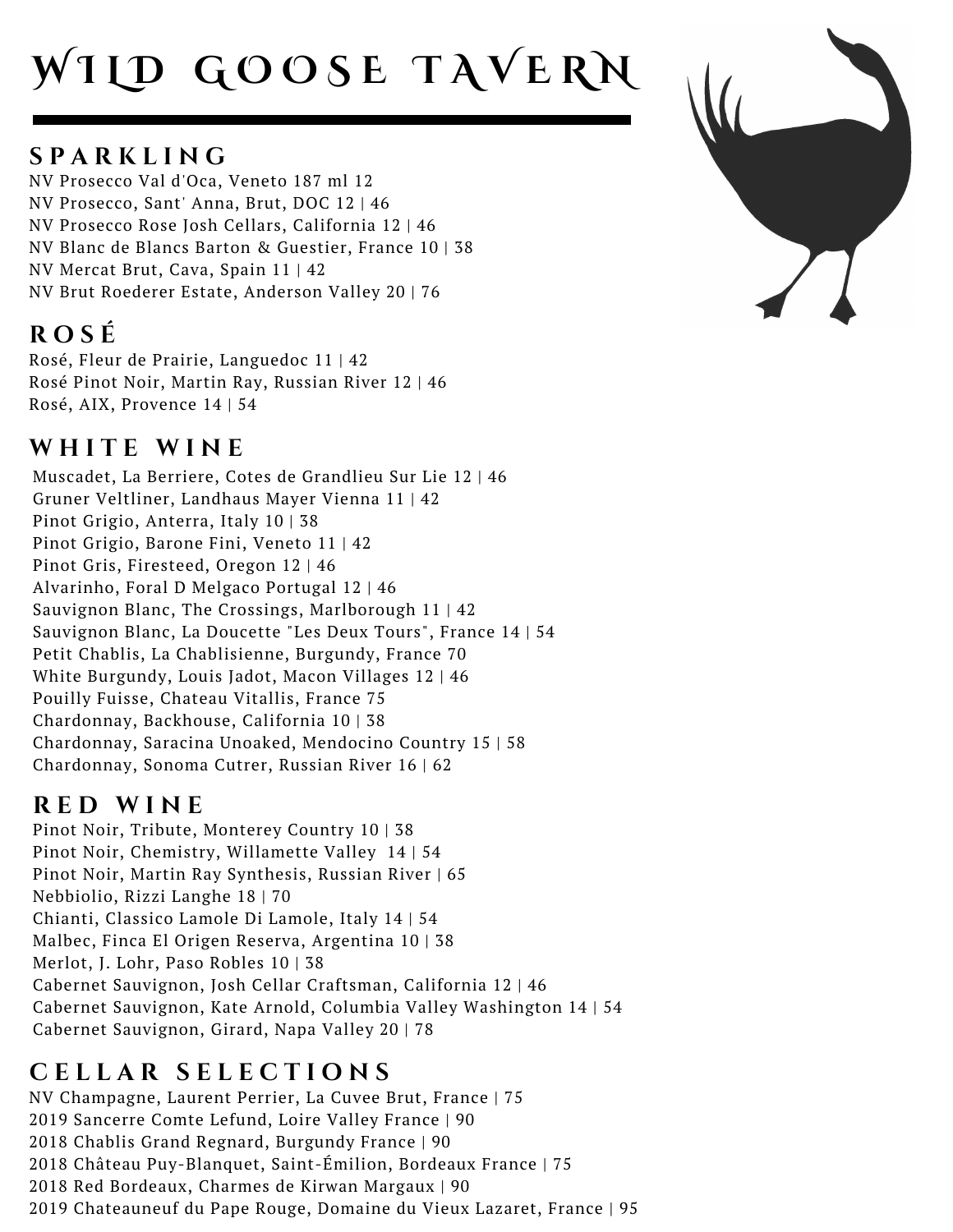# Wild Goose Tavern

## SPARKLING

NV Prosecco Val d'Oca, Veneto 187 ml 12
NV Prosecco, Sant' Anna, Brut, DOC 12 | 46
NV Prosecco Rose Josh Cellars, California 12 | 46
NV Blanc de Blancs Barton & Guestier, France 10 | 38
NV Mercat Brut, Cava, Spain 11 | 42
NV Brut Roederer Estate, Anderson Valley 20 | 76

## ROSÉ

Rosé, Fleur de Prairie, Languedoc 11 | 42
Rosé Pinot Noir, Martin Ray, Russian River 12 | 46
Rosé, AIX, Provence 14 | 54

## WHITE WINE

Muscadet, La Berriere, Cotes de Grandlieu Sur Lie 12 | 46
Gruner Veltliner, Landhaus Mayer Vienna 11 | 42
Pinot Grigio, Anterra, Italy 10 | 38
Pinot Grigio, Barone Fini, Veneto 11 | 42
Pinot Gris, Firesteed, Oregon 12 | 46
Alvarinho, Foral D Melgaco Portugal 12 | 46
Sauvignon Blanc, The Crossings, Marlborough 11 | 42
Sauvignon Blanc, La Doucette "Les Deux Tours", France 14 | 54
Petit Chablis, La Chablisienne, Burgundy, France 70
White Burgundy, Louis Jadot, Macon Villages 12 | 46
Pouilly Fuisse, Chateau Vitallis, France 75
Chardonnay, Backhouse, California 10 | 38
Chardonnay, Saracina Unoaked, Mendocino Country 15 | 58
Chardonnay, Sonoma Cutrer, Russian River 16 | 62

## RED WINE

Pinot Noir, Tribute, Monterey Country 10 | 38
Pinot Noir, Chemistry, Willamette Valley 14 | 54
Pinot Noir, Martin Ray Synthesis, Russian River | 65
Nebbiolio, Rizzi Langhe 18 | 70
Chianti, Classico Lamole Di Lamole, Italy 14 | 54
Malbec, Finca El Origen Reserva, Argentina 10 | 38
Merlot, J. Lohr, Paso Robles 10 | 38
Cabernet Sauvignon, Josh Cellar Craftsman, California 12 | 46
Cabernet Sauvignon, Kate Arnold, Columbia Valley Washington 14 | 54
Cabernet Sauvignon, Girard, Napa Valley 20 | 78

## CELLAR SELECTIONS

NV Champagne, Laurent Perrier, La Cuvee Brut, France | 75
2019 Sancerre Comte Lefund, Loire Valley France | 90
2018 Chablis Grand Regnard, Burgundy France | 90
2018 Château Puy-Blanquet, Saint-Émilion, Bordeaux France | 75
2018 Red Bordeaux, Charmes de Kirwan Margaux | 90
2019 Chateauneuf du Pape Rouge, Domaine du Vieux Lazaret, France | 95